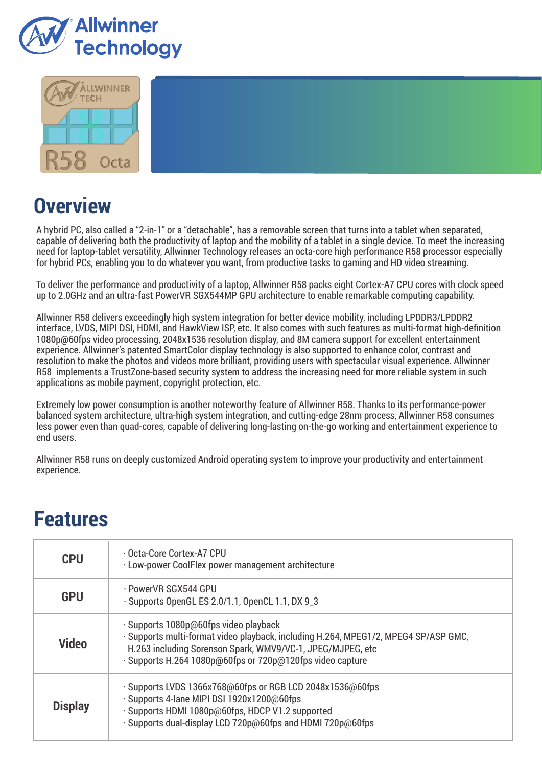# Allwinner Technology

## Overview

A hybrid PC, also called a "2-in-1" or a "detachable", has a removable screen that turns into a tablet when separated, capable of delivering both the productivity of laptop and the mobility of a tablet in a single device. To meet the increasing need for laptop-tablet versatility, Allwinner Technology releases an octa-core high performance R58 processor especially for hybrid PCs, enabling you to do whatever you want, from productive tasks to gaming and HD video streaming.

To deliver the performance and productivity of a laptop, Allwinner R58 packs eight Cortex-A7 CPU cores with clock speed up to 2.0GHz and an ultra-fast PowerVR SGX544MP GPU architecture to enable remarkable computing capability.

Allwinner R58 delivers exceedingly high system integration for better device mobility, including LPDDR3/LPDDR2 interface, LVDS, MIPI DSI, HDMI, and HawkView ISP, etc. It also comes with such features as multi-format high-definition 1080p@60fps video processing, 2048x1536 resolution display, and 8M camera support for excellent entertainment experience. Allwinner's patented SmartColor display technology is also supported to enhance color, contrast and resolution to make the photos and videos more brilliant, providing users with spectacular visual experience. Allwinner R58 implements a TrustZone-based security system to address the increasing need for more reliable system in such applications as mobile payment, copyright protection, etc.

Extremely low power consumption is another noteworthy feature of Allwinner R58. Thanks to its performance-power balanced system architecture, ultra-high system integration, and cutting-edge 28nm process, Allwinner R58 consumes less power even than quad-cores, capable of delivering long-lasting on-the-go working and entertainment experience to end users.

Allwinner R58 runs on deeply customized Android operating system to improve your productivity and entertainment experience.

## Features

| | |
|---|---|
| **CPU** | · Octa-Core Cortex-A7 CPU<br>· Low-power CoolFlex power management architecture |
| **GPU** | · PowerVR SGX544 GPU<br>· Supports OpenGL ES 2.0/1.1, OpenCL 1.1, DX 9_3 |
| **Video** | · Supports 1080p@60fps video playback<br>· Supports multi-format video playback, including H.264, MPEG1/2, MPEG4 SP/ASP GMC, H.263 including Sorenson Spark, WMV9/VC-1, JPEG/MJPEG, etc<br>· Supports H.264 1080p@60fps or 720p@120fps video capture |
| **Display** | · Supports LVDS 1366x768@60fps or RGB LCD 2048x1536@60fps<br>· Supports 4-lane MIPI DSI 1920x1200@60fps<br>· Supports HDMI 1080p@60fps, HDCP V1.2 supported<br>· Supports dual-display LCD 720p@60fps and HDMI 720p@60fps |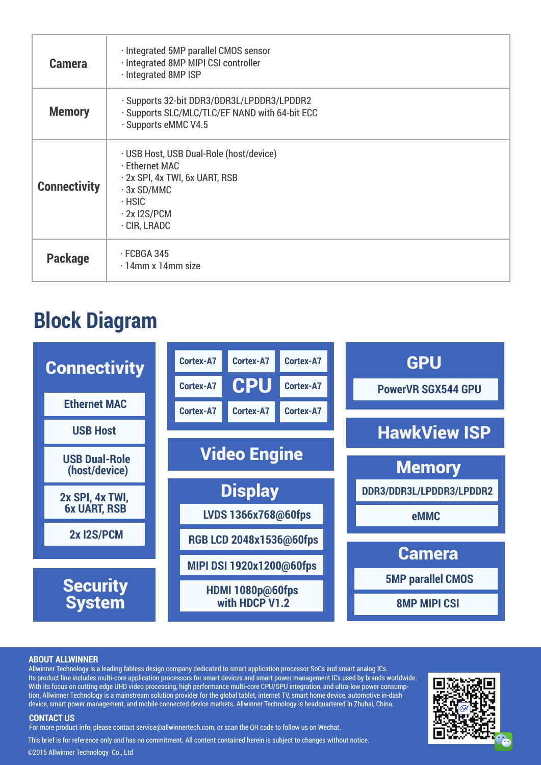| | |
|---|---|
| **Camera** | · Integrated 5MP parallel CMOS sensor<br>· Integrated 8MP MIPI CSI controller<br>· Integrated 8MP ISP |
| **Memory** | · Supports 32-bit DDR3/DDR3L/LPDDR3/LPDDR2<br>· Supports SLC/MLC/TLC/EF NAND with 64-bit ECC<br>· Supports eMMC V4.5 |
| **Connectivity** | · USB Host, USB Dual-Role (host/device)<br>· Ethernet MAC<br>· 2x SPI, 4x TWI, 6x UART, RSB<br>· 3x SD/MMC<br>· HSIC<br>· 2x I2S/PCM<br>· CIR, LRADC |
| **Package** | · FCBGA 345<br>· 14mm x 14mm size |

## Block Diagram

**Connectivity**
Ethernet MAC
USB Host
USB Dual-Role (host/device)
2x SPI, 4x TWI, 6x UART, RSB
2x I2S/PCM

**Security System**

**CPU**
Cortex-A7
Cortex-A7
Cortex-A7
Cortex-A7
Cortex-A7
Cortex-A7
Cortex-A7
Cortex-A7

**Video Engine**

**Display**
LVDS 1366x768@60fps
RGB LCD 2048x1536@60fps
MIPI DSI 1920x1200@60fps
HDMI 1080p@60fps with HDCP V1.2

**GPU**
PowerVR SGX544 GPU

**HawkView ISP**

**Memory**
DDR3/DDR3L/LPDDR3/LPDDR2
eMMC

**Camera**
5MP parallel CMOS
8MP MIPI CSI

**ABOUT ALLWINNER**

Allwinner Technology is a leading fabless design company dedicated to smart application processor SoCs and smart analog ICs. Its product line includes multi-core application processors for smart devices and smart power management ICs used by brands worldwide. With its focus on cutting edge UHD video processing, high performance multi-core CPU/GPU integration, and ultra-low power consumption, Allwinner Technology is a mainstream solution provider for the global tablet, internet TV, smart home device, automotive in-dash device, smart power management, and mobile connected device markets. Allwinner Technology is headquartered in Zhuhai, China.

**CONTACT US**

For more product info, please contact service@allwinnertech.com, or scan the QR code to follow us on Wechat.

This brief is for reference only and has no commitment. All content contained herein is subject to changes without notice.

©2015 Allwinner Technology Co., Ltd